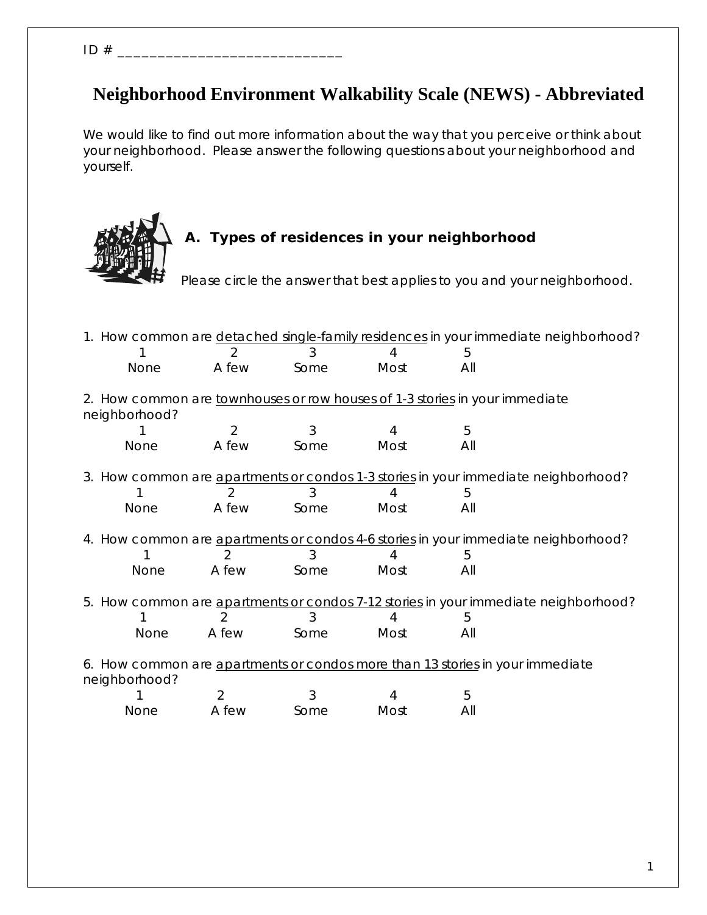ID # ____________________________

# Neighborhood Environment Walkability Scale (NEWS) - Abbreviated

We would like to find out more information about the way that you perceive or think about your neighborhood. Please answer the following questions about your neighborhood and yourself.

## A. Types of residences in your neighborhood

*Please circle the answer that best applies to you and your neighborhood.*

1. How common are <u>detached single-family residences</u> in your immediate neighborhood?

| 1 | 2 | 3 | 4 | 5 |
|---|---|---|---|---|
| None | A few | Some | Most | All |

2. How common are <u>townhouses or row houses of 1-3 stories</u> in your immediate neighborhood?

| 1 | 2 | 3 | 4 | 5 |
|---|---|---|---|---|
| None | A few | Some | Most | All |

3. How common are <u>apartments or condos 1-3 stories</u> in your immediate neighborhood?

| 1 | 2 | 3 | 4 | 5 |
|---|---|---|---|---|
| None | A few | Some | Most | All |

4. How common are <u>apartments or condos 4-6 stories</u> in your immediate neighborhood?

| 1 | 2 | 3 | 4 | 5 |
|---|---|---|---|---|
| None | A few | Some | Most | All |

5. How common are <u>apartments or condos 7-12 stories</u> in your immediate neighborhood?

| 1 | 2 | 3 | 4 | 5 |
|---|---|---|---|---|
| None | A few | Some | Most | All |

6. How common are <u>apartments or condos more than 13 stories</u> in your immediate neighborhood?

| 1 | 2 | 3 | 4 | 5 |
|---|---|---|---|---|
| None | A few | Some | Most | All |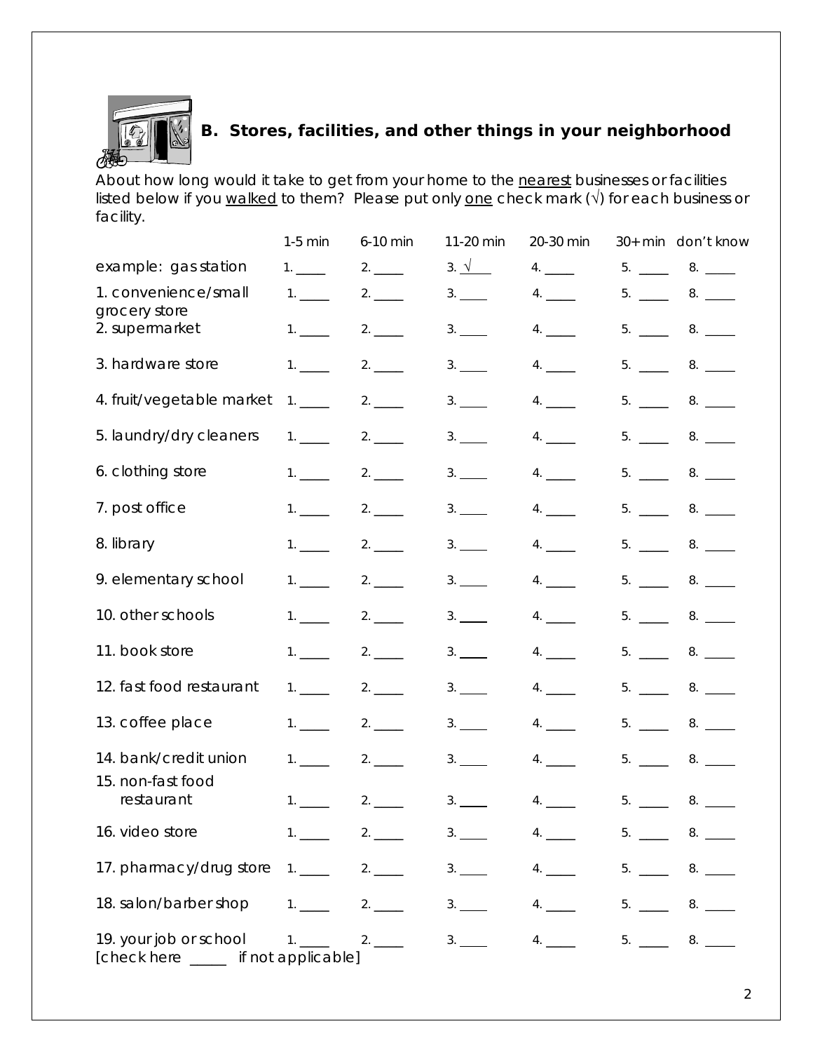## B. Stores, facilities, and other things in your neighborhood

About how long would it take to get from your home to the <u>nearest</u> businesses or facilities listed below if you <u>walked</u> to them? Please put only <u>one</u> check mark (√) for each business or facility.

| | 1-5 min | 6-10 min | 11-20 min | 20-30 min | 30+ min | don't know |
|---|---|---|---|---|---|---|
| example: gas station | 1. ____ | 2. ____ | 3. √ | 4. ____ | 5. ____ | 8. ____ |
| 1. convenience/small grocery store | 1. ____ | 2. ____ | 3. ____ | 4. ____ | 5. ____ | 8. ____ |
| 2. supermarket | 1. ____ | 2. ____ | 3. ____ | 4. ____ | 5. ____ | 8. ____ |
| 3. hardware store | 1. ____ | 2. ____ | 3. ____ | 4. ____ | 5. ____ | 8. ____ |
| 4. fruit/vegetable market | 1. ____ | 2. ____ | 3. ____ | 4. ____ | 5. ____ | 8. ____ |
| 5. laundry/dry cleaners | 1. ____ | 2. ____ | 3. ____ | 4. ____ | 5. ____ | 8. ____ |
| 6. clothing store | 1. ____ | 2. ____ | 3. ____ | 4. ____ | 5. ____ | 8. ____ |
| 7. post office | 1. ____ | 2. ____ | 3. ____ | 4. ____ | 5. ____ | 8. ____ |
| 8. library | 1. ____ | 2. ____ | 3. ____ | 4. ____ | 5. ____ | 8. ____ |
| 9. elementary school | 1. ____ | 2. ____ | 3. ____ | 4. ____ | 5. ____ | 8. ____ |
| 10. other schools | 1. ____ | 2. ____ | 3. ____ | 4. ____ | 5. ____ | 8. ____ |
| 11. book store | 1. ____ | 2. ____ | 3. ____ | 4. ____ | 5. ____ | 8. ____ |
| 12. fast food restaurant | 1. ____ | 2. ____ | 3. ____ | 4. ____ | 5. ____ | 8. ____ |
| 13. coffee place | 1. ____ | 2. ____ | 3. ____ | 4. ____ | 5. ____ | 8. ____ |
| 14. bank/credit union | 1. ____ | 2. ____ | 3. ____ | 4. ____ | 5. ____ | 8. ____ |
| 15. non-fast food restaurant | 1. ____ | 2. ____ | 3. ____ | 4. ____ | 5. ____ | 8. ____ |
| 16. video store | 1. ____ | 2. ____ | 3. ____ | 4. ____ | 5. ____ | 8. ____ |
| 17. pharmacy/drug store | 1. ____ | 2. ____ | 3. ____ | 4. ____ | 5. ____ | 8. ____ |
| 18. salon/barber shop | 1. ____ | 2. ____ | 3. ____ | 4. ____ | 5. ____ | 8. ____ |
| 19. your job or school [check here ____ if not applicable] | 1. ____ | 2. ____ | 3. ____ | 4. ____ | 5. ____ | 8. ____ |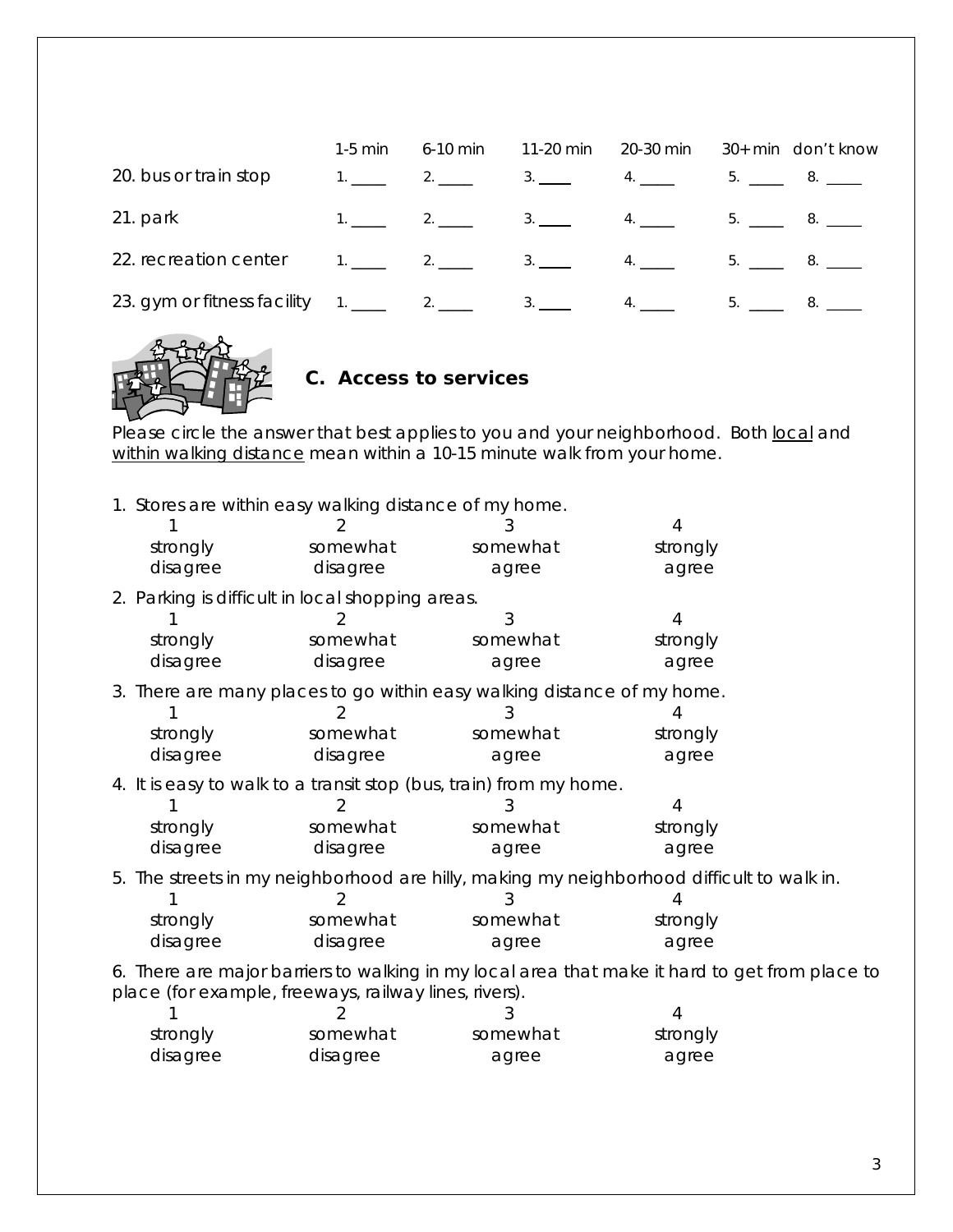| | 1-5 min | 6-10 min | 11-20 min | 20-30 min | 30+ min | don't know |
|---|---|---|---|---|---|---|
| 20. bus or train stop | 1. ____ | 2. ____ | 3. ____ | 4. ____ | 5. ____ | 8. ____ |
| 21. park | 1. ____ | 2. ____ | 3. ____ | 4. ____ | 5. ____ | 8. ____ |
| 22. recreation center | 1. ____ | 2. ____ | 3. ____ | 4. ____ | 5. ____ | 8. ____ |
| 23. gym or fitness facility | 1. ____ | 2. ____ | 3. ____ | 4. ____ | 5. ____ | 8. ____ |

## C. Access to services

Please circle the answer that best applies to you and your neighborhood. Both local and within walking distance mean within a 10-15 minute walk from your home.

1. Stores are within easy walking distance of my home.

| 1 | 2 | 3 | 4 |
|---|---|---|---|
| strongly disagree | somewhat disagree | somewhat agree | strongly agree |

2. Parking is difficult in local shopping areas.

| 1 | 2 | 3 | 4 |
|---|---|---|---|
| strongly disagree | somewhat disagree | somewhat agree | strongly agree |

3. There are many places to go within easy walking distance of my home.

| 1 | 2 | 3 | 4 |
|---|---|---|---|
| strongly disagree | somewhat disagree | somewhat agree | strongly agree |

4. It is easy to walk to a transit stop (bus, train) from my home.

| 1 | 2 | 3 | 4 |
|---|---|---|---|
| strongly disagree | somewhat disagree | somewhat agree | strongly agree |

5. The streets in my neighborhood are hilly, making my neighborhood difficult to walk in.

| 1 | 2 | 3 | 4 |
|---|---|---|---|
| strongly disagree | somewhat disagree | somewhat agree | strongly agree |

6. There are major barriers to walking in my local area that make it hard to get from place to place (for example, freeways, railway lines, rivers).

| 1 | 2 | 3 | 4 |
|---|---|---|---|
| strongly disagree | somewhat disagree | somewhat agree | strongly agree |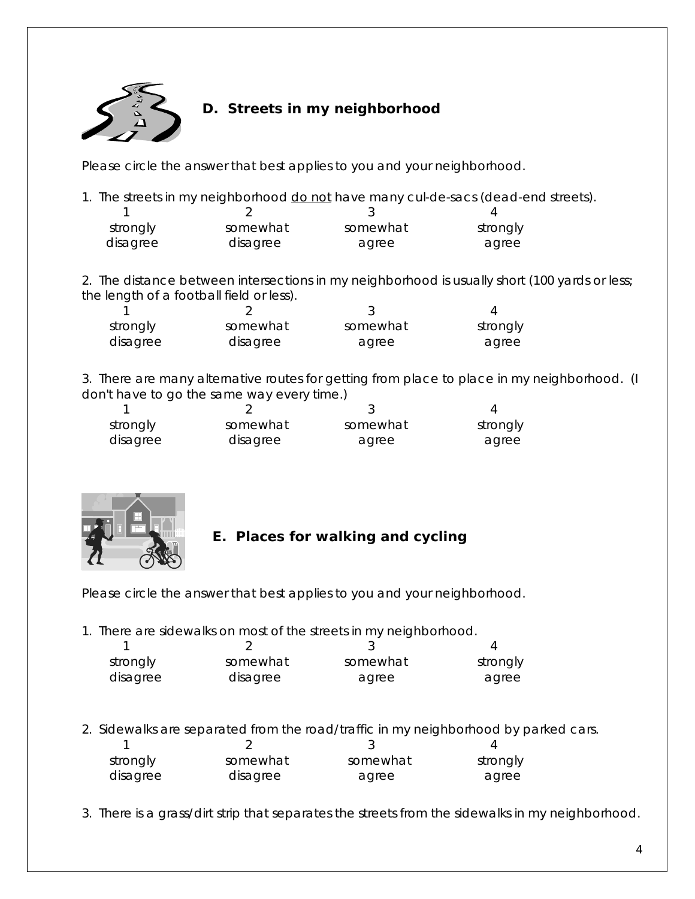## D. Streets in my neighborhood

Please circle the answer that best applies to you and your neighborhood.

1. The streets in my neighborhood <u>do not</u> have many cul-de-sacs (dead-end streets).

| 1 | 2 | 3 | 4 |
|---|---|---|---|
| strongly disagree | somewhat disagree | somewhat agree | strongly agree |

2. The distance between intersections in my neighborhood is usually short (100 yards or less; the length of a football field or less).

| 1 | 2 | 3 | 4 |
|---|---|---|---|
| strongly disagree | somewhat disagree | somewhat agree | strongly agree |

3. There are many alternative routes for getting from place to place in my neighborhood. (I don't have to go the same way every time.)

| 1 | 2 | 3 | 4 |
|---|---|---|---|
| strongly disagree | somewhat disagree | somewhat agree | strongly agree |

## E. Places for walking and cycling

Please circle the answer that best applies to you and your neighborhood.

1. There are sidewalks on most of the streets in my neighborhood.

| 1 | 2 | 3 | 4 |
|---|---|---|---|
| strongly disagree | somewhat disagree | somewhat agree | strongly agree |

2. Sidewalks are separated from the road/traffic in my neighborhood by parked cars.

| 1 | 2 | 3 | 4 |
|---|---|---|---|
| strongly disagree | somewhat disagree | somewhat agree | strongly agree |

3. There is a grass/dirt strip that separates the streets from the sidewalks in my neighborhood.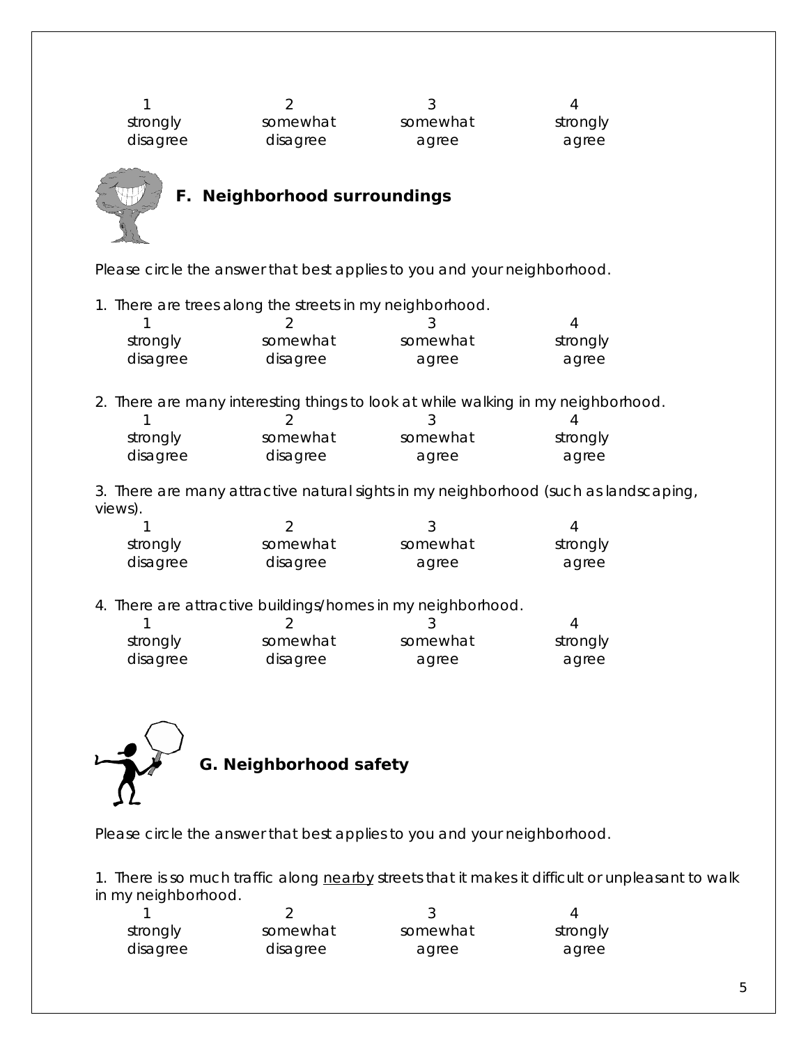| 1 | 2 | 3 | 4 |
|---|---|---|---|
| strongly disagree | somewhat disagree | somewhat agree | strongly agree |

## F. Neighborhood surroundings

*Please circle the answer that best applies to you and your neighborhood.*

1. There are trees along the streets in my neighborhood.

| 1 | 2 | 3 | 4 |
|---|---|---|---|
| strongly disagree | somewhat disagree | somewhat agree | strongly agree |

2. There are many interesting things to look at while walking in my neighborhood.

| 1 | 2 | 3 | 4 |
|---|---|---|---|
| strongly disagree | somewhat disagree | somewhat agree | strongly agree |

3. There are many attractive natural sights in my neighborhood (such as landscaping, views).

| 1 | 2 | 3 | 4 |
|---|---|---|---|
| strongly disagree | somewhat disagree | somewhat agree | strongly agree |

4. There are attractive buildings/homes in my neighborhood.

| 1 | 2 | 3 | 4 |
|---|---|---|---|
| strongly disagree | somewhat disagree | somewhat agree | strongly agree |

## G. Neighborhood safety

*Please circle the answer that best applies to you and your neighborhood.*

1. There is so much traffic along nearby streets that it makes it difficult or unpleasant to walk in my neighborhood.

| 1 | 2 | 3 | 4 |
|---|---|---|---|
| strongly disagree | somewhat disagree | somewhat agree | strongly agree |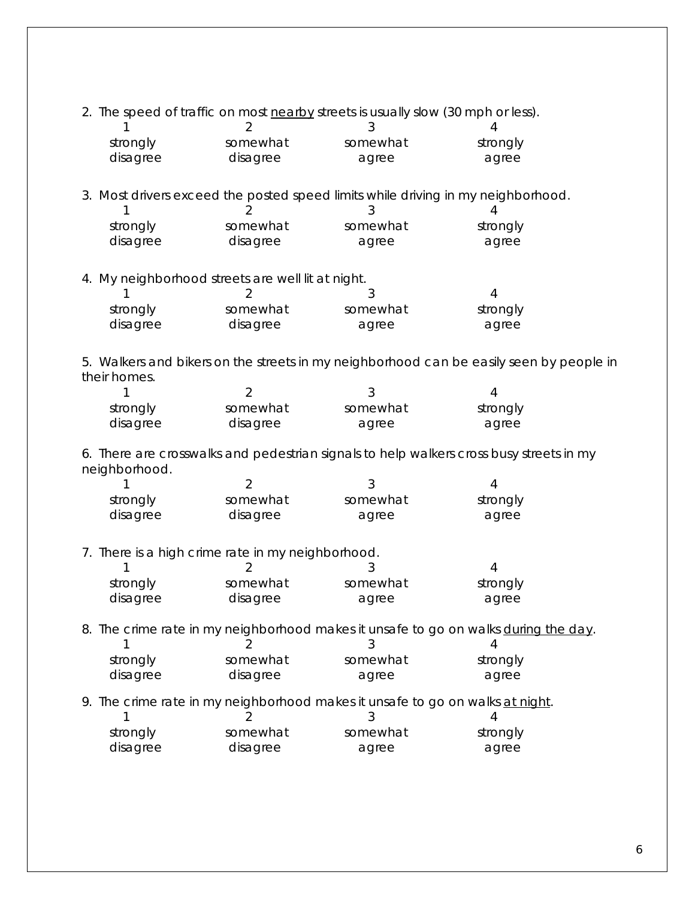2. The speed of traffic on most <u>nearby</u> streets is usually slow (30 mph or less).

| 1 | 2 | 3 | 4 |
|---|---|---|---|
| strongly disagree | somewhat disagree | somewhat agree | strongly agree |

3. Most drivers exceed the posted speed limits while driving in my neighborhood.

| 1 | 2 | 3 | 4 |
|---|---|---|---|
| strongly disagree | somewhat disagree | somewhat agree | strongly agree |

4. My neighborhood streets are well lit at night.

| 1 | 2 | 3 | 4 |
|---|---|---|---|
| strongly disagree | somewhat disagree | somewhat agree | strongly agree |

5. Walkers and bikers on the streets in my neighborhood can be easily seen by people in their homes.

| 1 | 2 | 3 | 4 |
|---|---|---|---|
| strongly disagree | somewhat disagree | somewhat agree | strongly agree |

6. There are crosswalks and pedestrian signals to help walkers cross busy streets in my neighborhood.

| 1 | 2 | 3 | 4 |
|---|---|---|---|
| strongly disagree | somewhat disagree | somewhat agree | strongly agree |

7. There is a high crime rate in my neighborhood.

| 1 | 2 | 3 | 4 |
|---|---|---|---|
| strongly disagree | somewhat disagree | somewhat agree | strongly agree |

8. The crime rate in my neighborhood makes it unsafe to go on walks <u>during the day</u>.

| 1 | 2 | 3 | 4 |
|---|---|---|---|
| strongly disagree | somewhat disagree | somewhat agree | strongly agree |

9. The crime rate in my neighborhood makes it unsafe to go on walks <u>at night</u>.

| 1 | 2 | 3 | 4 |
|---|---|---|---|
| strongly disagree | somewhat disagree | somewhat agree | strongly agree |